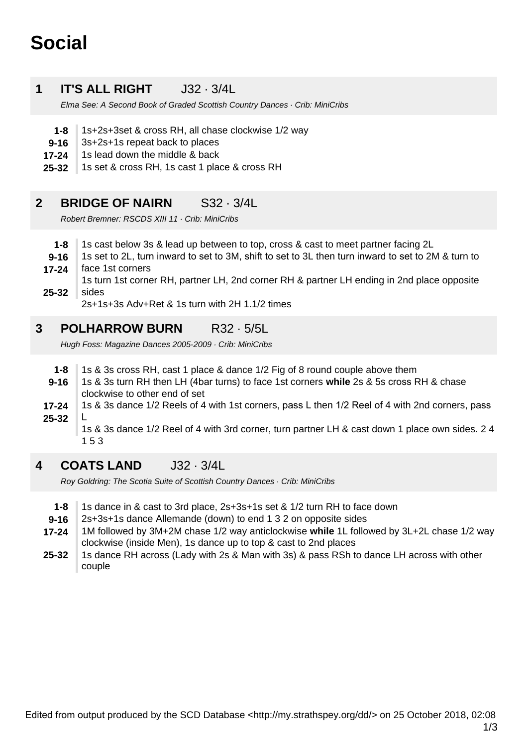# Social

## 1 IT'S ALL RIGHT J32 · 3/4L

*Elma See: A Second Book of Graded Scottish Country Dances · Crib: MiniCribs*

- **1-8** 1s+2s+3set & cross RH, all chase clockwise 1/2 way
- **9-16** 3s+2s+1s repeat back to places
- **17-24** 1s lead down the middle & back
- **25-32** 1s set & cross RH, 1s cast 1 place & cross RH

## 2 BRIDGE OF NAIRN S32 · 3/4L

*Robert Bremner: RSCDS XIII 11 · Crib: MiniCribs*

- **1-8** 1s cast below 3s & lead up between to top, cross & cast to meet partner facing 2L
- **9-16** 1s set to 2L, turn inward to set to 3M, shift to set to 3L then turn inward to set to 2M & turn to face 1st corners
- **17-24** 1s turn 1st corner RH, partner LH, 2nd corner RH & partner LH ending in 2nd place opposite sides
- **25-32** 2s+1s+3s Adv+Ret & 1s turn with 2H 1.1/2 times

## 3 POLHARROW BURN R32 · 5/5L

*Hugh Foss: Magazine Dances 2005-2009 · Crib: MiniCribs*

- **1-8** 1s & 3s cross RH, cast 1 place & dance 1/2 Fig of 8 round couple above them
- **9-16** 1s & 3s turn RH then LH (4bar turns) to face 1st corners **while** 2s & 5s cross RH & chase clockwise to other end of set
- **17-24** 1s & 3s dance 1/2 Reels of 4 with 1st corners, pass L then 1/2 Reel of 4 with 2nd corners, pass L
- **25-32** 1s & 3s dance 1/2 Reel of 4 with 3rd corner, turn partner LH & cast down 1 place own sides. 2 4 1 5 3

## 4 COATS LAND J32 · 3/4L

*Roy Goldring: The Scotia Suite of Scottish Country Dances · Crib: MiniCribs*

- **1-8** 1s dance in & cast to 3rd place, 2s+3s+1s set & 1/2 turn RH to face down
- **9-16** 2s+3s+1s dance Allemande (down) to end 1 3 2 on opposite sides
- **17-24** 1M followed by 3M+2M chase 1/2 way anticlockwise **while** 1L followed by 3L+2L chase 1/2 way clockwise (inside Men), 1s dance up to top & cast to 2nd places
- **25-32** 1s dance RH across (Lady with 2s & Man with 3s) & pass RSh to dance LH across with other couple

Edited from output produced by the SCD Database <http://my.strathspey.org/dd/> on 25 October 2018, 02:08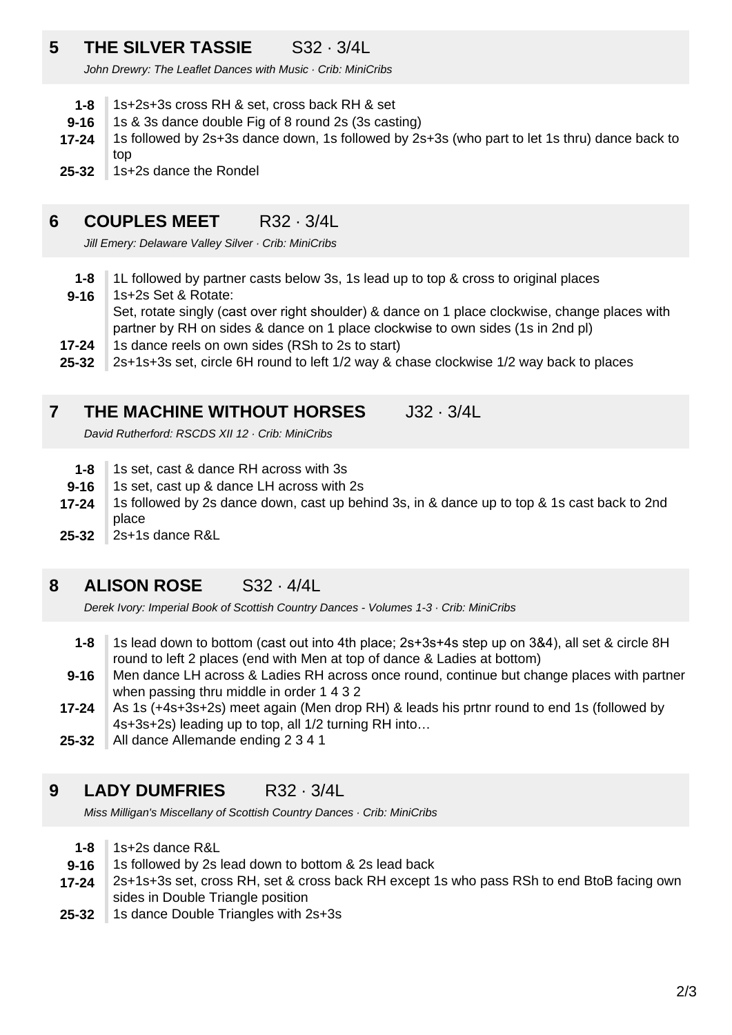## 5 THE SILVER TASSIE S32 · 3/4L

*John Drewry: The Leaflet Dances with Music · Crib: MiniCribs*

- **1-8** 1s+2s+3s cross RH & set, cross back RH & set
- **9-16** 1s & 3s dance double Fig of 8 round 2s (3s casting)
- **17-24** 1s followed by 2s+3s dance down, 1s followed by 2s+3s (who part to let 1s thru) dance back to top
- **25-32** 1s+2s dance the Rondel

## 6 COUPLES MEET R32 · 3/4L

*Jill Emery: Delaware Valley Silver · Crib: MiniCribs*

- **1-8** 1L followed by partner casts below 3s, 1s lead up to top & cross to original places
- **9-16** 1s+2s Set & Rotate:
  Set, rotate singly (cast over right shoulder) & dance on 1 place clockwise, change places with partner by RH on sides & dance on 1 place clockwise to own sides (1s in 2nd pl)
- **17-24** 1s dance reels on own sides (RSh to 2s to start)
- **25-32** 2s+1s+3s set, circle 6H round to left 1/2 way & chase clockwise 1/2 way back to places

## 7 THE MACHINE WITHOUT HORSES J32 · 3/4L

*David Rutherford: RSCDS XII 12 · Crib: MiniCribs*

- **1-8** 1s set, cast & dance RH across with 3s
- **9-16** 1s set, cast up & dance LH across with 2s
- **17-24** 1s followed by 2s dance down, cast up behind 3s, in & dance up to top & 1s cast back to 2nd place
- **25-32** 2s+1s dance R&L

## 8 ALISON ROSE S32 · 4/4L

*Derek Ivory: Imperial Book of Scottish Country Dances - Volumes 1-3 · Crib: MiniCribs*

- **1-8** 1s lead down to bottom (cast out into 4th place; 2s+3s+4s step up on 3&4), all set & circle 8H round to left 2 places (end with Men at top of dance & Ladies at bottom)
- **9-16** Men dance LH across & Ladies RH across once round, continue but change places with partner when passing thru middle in order 1 4 3 2
- **17-24** As 1s (+4s+3s+2s) meet again (Men drop RH) & leads his prtnr round to end 1s (followed by 4s+3s+2s) leading up to top, all 1/2 turning RH into…
- **25-32** All dance Allemande ending 2 3 4 1

## 9 LADY DUMFRIES R32 · 3/4L

*Miss Milligan's Miscellany of Scottish Country Dances · Crib: MiniCribs*

- **1-8** 1s+2s dance R&L
- **9-16** 1s followed by 2s lead down to bottom & 2s lead back
- **17-24** 2s+1s+3s set, cross RH, set & cross back RH except 1s who pass RSh to end BtoB facing own sides in Double Triangle position
- **25-32** 1s dance Double Triangles with 2s+3s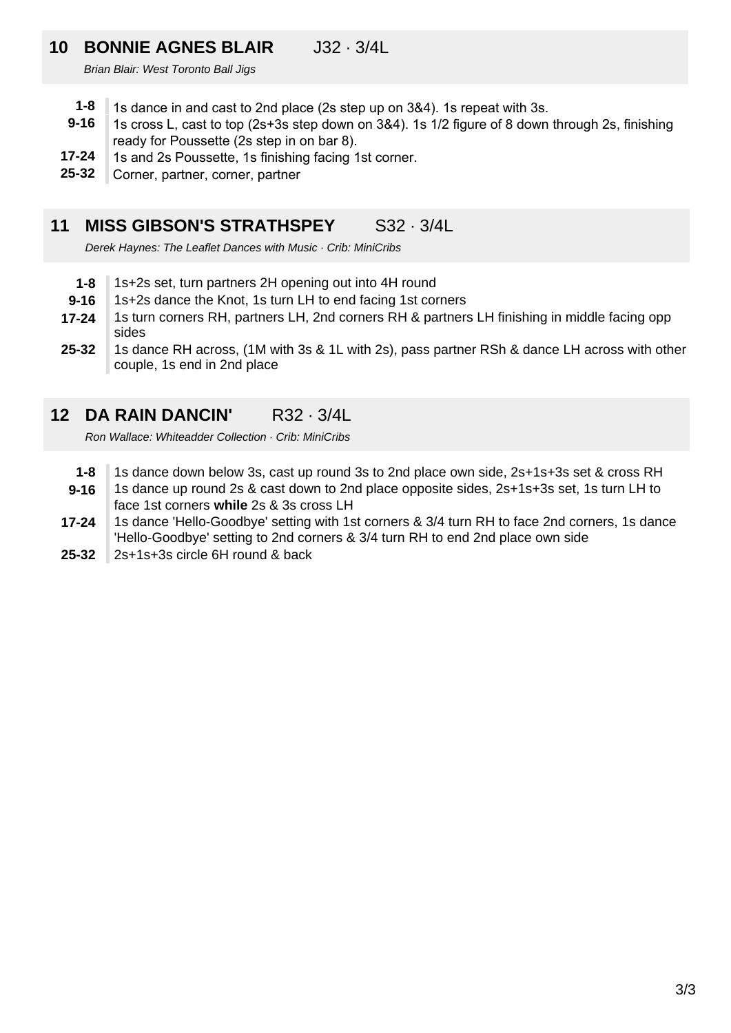## 10 BONNIE AGNES BLAIR J32 · 3/4L

*Brian Blair: West Toronto Ball Jigs*

| | |
|---|---|
| **1-8** | 1s dance in and cast to 2nd place (2s step up on 3&4). 1s repeat with 3s. |
| **9-16** | 1s cross L, cast to top (2s+3s step down on 3&4). 1s 1/2 figure of 8 down through 2s, finishing ready for Poussette (2s step in on bar 8). |
| **17-24** | 1s and 2s Poussette, 1s finishing facing 1st corner. |
| **25-32** | Corner, partner, corner, partner |

## 11 MISS GIBSON'S STRATHSPEY S32 · 3/4L

*Derek Haynes: The Leaflet Dances with Music · Crib: MiniCribs*

| | |
|---|---|
| **1-8** | 1s+2s set, turn partners 2H opening out into 4H round |
| **9-16** | 1s+2s dance the Knot, 1s turn LH to end facing 1st corners |
| **17-24** | 1s turn corners RH, partners LH, 2nd corners RH & partners LH finishing in middle facing opp sides |
| **25-32** | 1s dance RH across, (1M with 3s & 1L with 2s), pass partner RSh & dance LH across with other couple, 1s end in 2nd place |

## 12 DA RAIN DANCIN' R32 · 3/4L

*Ron Wallace: Whiteadder Collection · Crib: MiniCribs*

| | |
|---|---|
| **1-8** | 1s dance down below 3s, cast up round 3s to 2nd place own side, 2s+1s+3s set & cross RH |
| **9-16** | 1s dance up round 2s & cast down to 2nd place opposite sides, 2s+1s+3s set, 1s turn LH to face 1st corners **while** 2s & 3s cross LH |
| **17-24** | 1s dance 'Hello-Goodbye' setting with 1st corners & 3/4 turn RH to face 2nd corners, 1s dance 'Hello-Goodbye' setting to 2nd corners & 3/4 turn RH to end 2nd place own side |
| **25-32** | 2s+1s+3s circle 6H round & back |